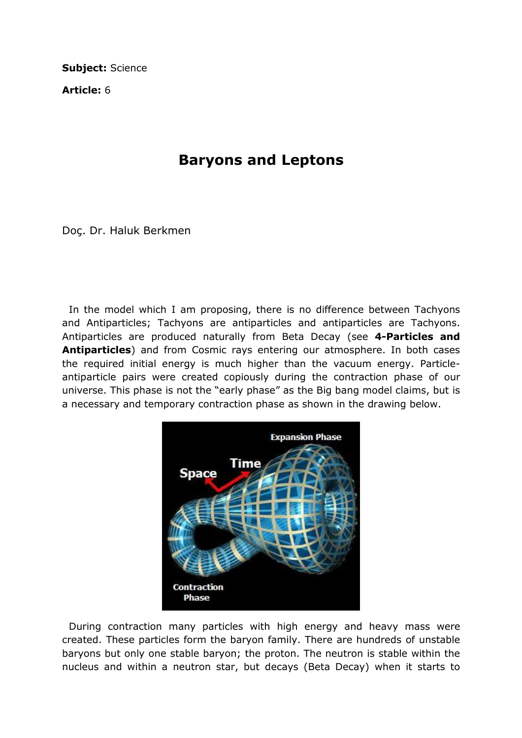**Subject:** Science

**Article:** 6

# Baryons and Leptons

Doç. Dr. Haluk Berkmen

In the model which I am proposing, there is no difference between Tachyons and Antiparticles; Tachyons are antiparticles and antiparticles are Tachyons. Antiparticles are produced naturally from Beta Decay (see **4-Particles and Antiparticles**) and from Cosmic rays entering our atmosphere. In both cases the required initial energy is much higher than the vacuum energy. Particle-antiparticle pairs were created copiously during the contraction phase of our universe. This phase is not the "early phase" as the Big bang model claims, but is a necessary and temporary contraction phase as shown in the drawing below.

During contraction many particles with high energy and heavy mass were created. These particles form the baryon family. There are hundreds of unstable baryons but only one stable baryon; the proton. The neutron is stable within the nucleus and within a neutron star, but decays (Beta Decay) when it starts to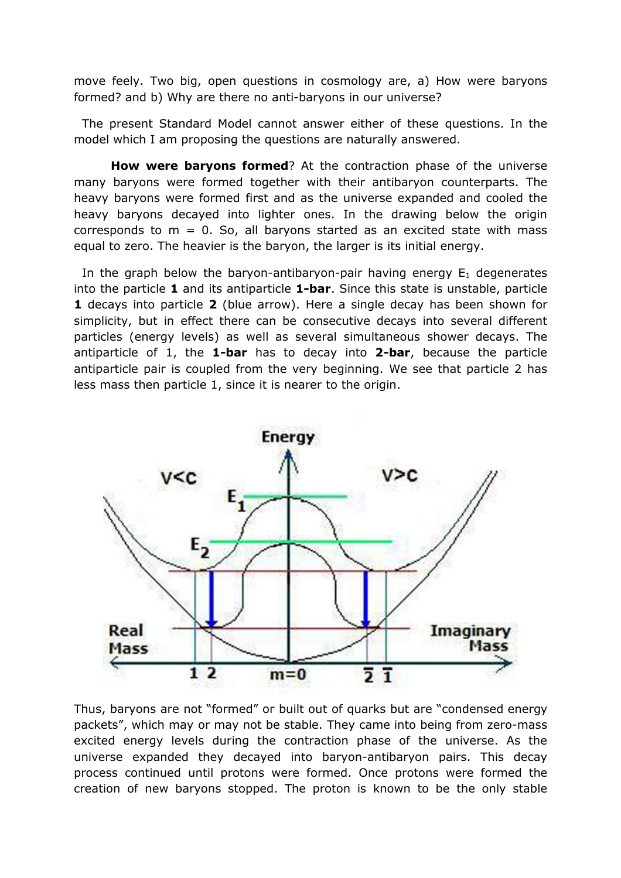move feely. Two big, open questions in cosmology are, a) How were baryons formed? and b) Why are there no anti-baryons in our universe?

The present Standard Model cannot answer either of these questions. In the model which I am proposing the questions are naturally answered.

**How were baryons formed**? At the contraction phase of the universe many baryons were formed together with their antibaryon counterparts. The heavy baryons were formed first and as the universe expanded and cooled the heavy baryons decayed into lighter ones. In the drawing below the origin corresponds to m = 0. So, all baryons started as an excited state with mass equal to zero. The heavier is the baryon, the larger is its initial energy.

In the graph below the baryon-antibaryon-pair having energy $E_1$ degenerates into the particle **1** and its antiparticle **1-bar**. Since this state is unstable, particle **1** decays into particle **2** (blue arrow). Here a single decay has been shown for simplicity, but in effect there can be consecutive decays into several different particles (energy levels) as well as several simultaneous shower decays. The antiparticle of 1, the **1-bar** has to decay into **2-bar**, because the particle antiparticle pair is coupled from the very beginning. We see that particle 2 has less mass then particle 1, since it is nearer to the origin.

Thus, baryons are not "formed" or built out of quarks but are "condensed energy packets", which may or may not be stable. They came into being from zero-mass excited energy levels during the contraction phase of the universe. As the universe expanded they decayed into baryon-antibaryon pairs. This decay process continued until protons were formed. Once protons were formed the creation of new baryons stopped. The proton is known to be the only stable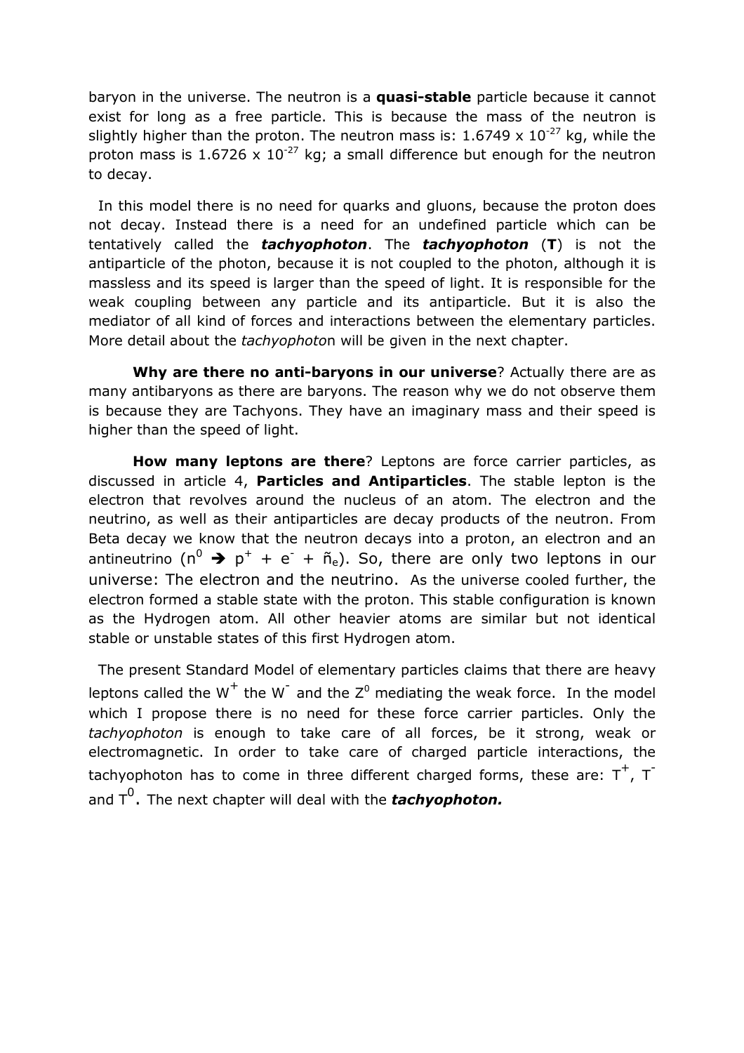baryon in the universe. The neutron is a **quasi-stable** particle because it cannot exist for long as a free particle. This is because the mass of the neutron is slightly higher than the proton. The neutron mass is: $1.6749 \times 10^{-27}$ kg, while the proton mass is $1.6726 \times 10^{-27}$ kg; a small difference but enough for the neutron to decay.

In this model there is no need for quarks and gluons, because the proton does not decay. Instead there is a need for an undefined particle which can be tentatively called the ***tachyophoton***. The ***tachyophoton*** (**T**) is not the antiparticle of the photon, because it is not coupled to the photon, although it is massless and its speed is larger than the speed of light. It is responsible for the weak coupling between any particle and its antiparticle. But it is also the mediator of all kind of forces and interactions between the elementary particles. More detail about the *tachyophoto*n will be given in the next chapter.

**Why are there no anti-baryons in our universe**? Actually there are as many antibaryons as there are baryons. The reason why we do not observe them is because they are Tachyons. They have an imaginary mass and their speed is higher than the speed of light.

**How many leptons are there**? Leptons are force carrier particles, as discussed in article 4, **Particles and Antiparticles**. The stable lepton is the electron that revolves around the nucleus of an atom. The electron and the neutrino, as well as their antiparticles are decay products of the neutron. From Beta decay we know that the neutron decays into a proton, an electron and an antineutrino ($n^0 \rightarrow p^+ + e^- + \tilde{n}_e$). So, there are only two leptons in our universe: The electron and the neutrino. As the universe cooled further, the electron formed a stable state with the proton. This stable configuration is known as the Hydrogen atom. All other heavier atoms are similar but not identical stable or unstable states of this first Hydrogen atom.

The present Standard Model of elementary particles claims that there are heavy leptons called the $W^+$ the $W^-$ and the $Z^0$ mediating the weak force. In the model which I propose there is no need for these force carrier particles. Only the *tachyophoton* is enough to take care of all forces, be it strong, weak or electromagnetic. In order to take care of charged particle interactions, the tachyophoton has to come in three different charged forms, these are: $T^+$, $T^-$ and $T^0$**.** The next chapter will deal with the ***tachyophoton.***